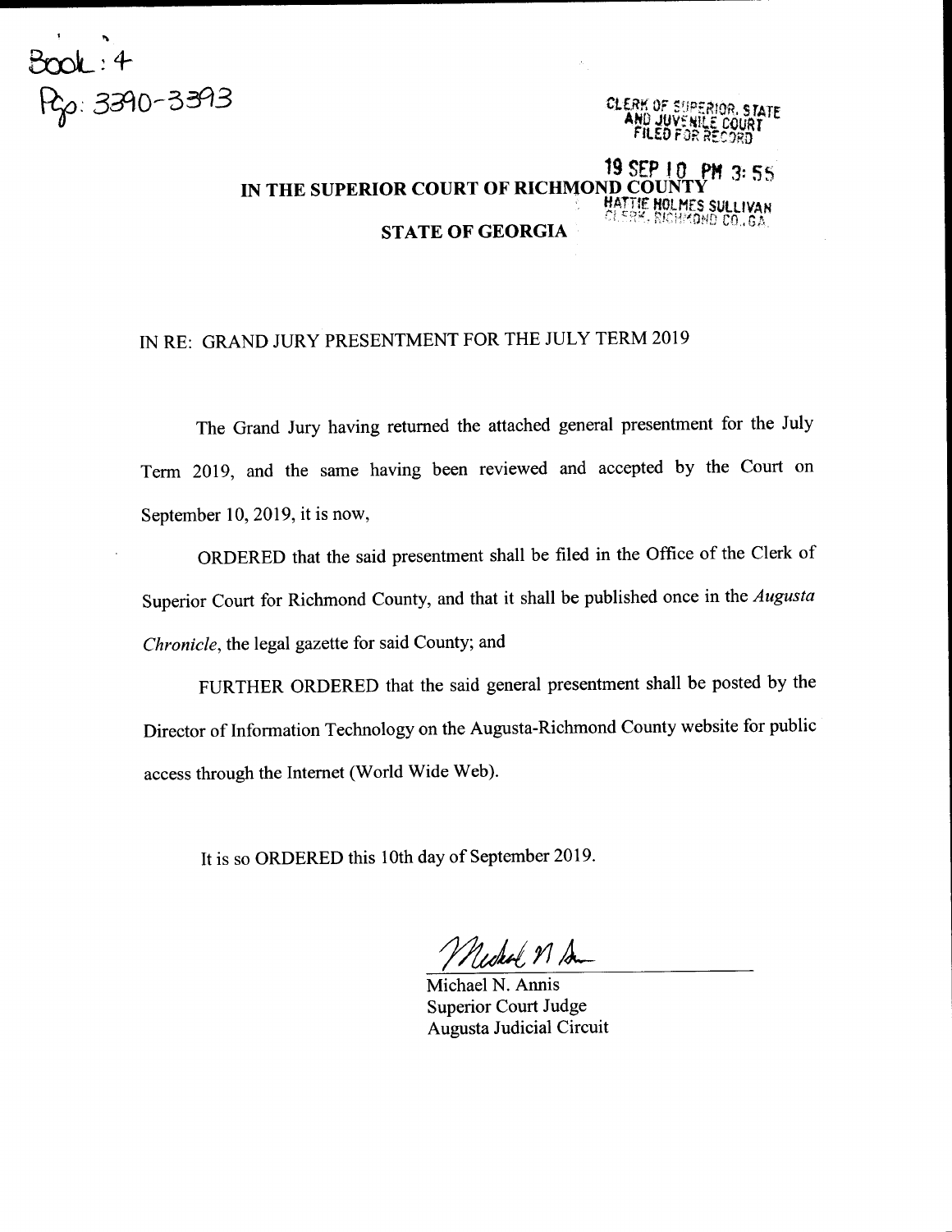Book: 4
Pgs: 3390-3393

CLERK OF SUPERIOR, STATE
AND JUVENILE COURT
FILED FOR RECORD

19 SEP 10 PM 3:55

HATTIE HOLMES SULLIVAN
CLERK, RICHMOND CO., GA.

**IN THE SUPERIOR COURT OF RICHMOND COUNTY**

**STATE OF GEORGIA**

IN RE: GRAND JURY PRESENTMENT FOR THE JULY TERM 2019

The Grand Jury having returned the attached general presentment for the July Term 2019, and the same having been reviewed and accepted by the Court on September 10, 2019, it is now,

ORDERED that the said presentment shall be filed in the Office of the Clerk of Superior Court for Richmond County, and that it shall be published once in the *Augusta Chronicle*, the legal gazette for said County; and

FURTHER ORDERED that the said general presentment shall be posted by the Director of Information Technology on the Augusta-Richmond County website for public access through the Internet (World Wide Web).

It is so ORDERED this 10th day of September 2019.

Michael N. Annis
Superior Court Judge
Augusta Judicial Circuit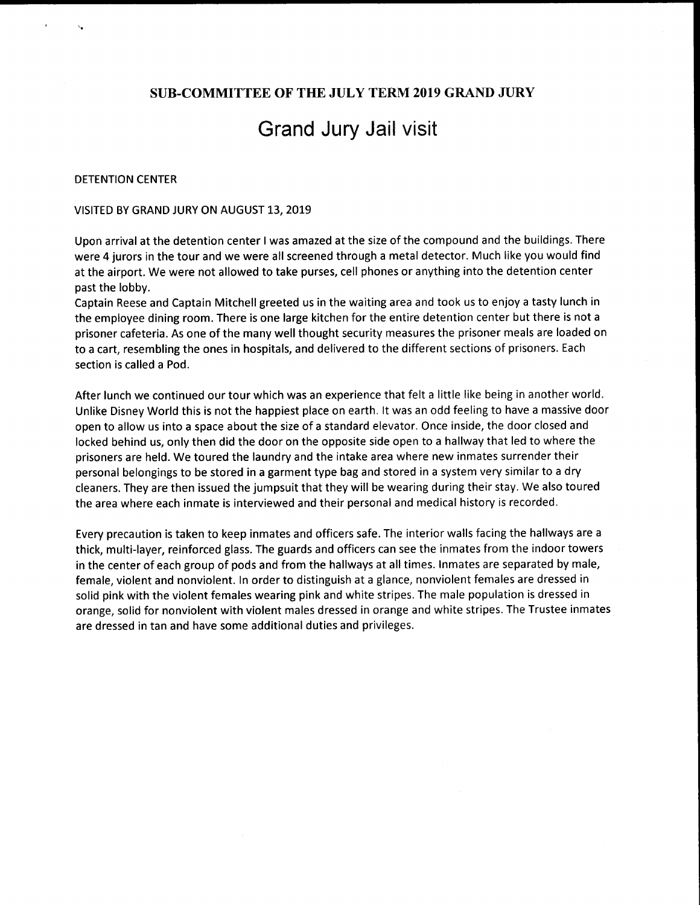## SUB-COMMITTEE OF THE JULY TERM 2019 GRAND JURY

# Grand Jury Jail visit

DETENTION CENTER

VISITED BY GRAND JURY ON AUGUST 13, 2019

Upon arrival at the detention center I was amazed at the size of the compound and the buildings. There were 4 jurors in the tour and we were all screened through a metal detector. Much like you would find at the airport. We were not allowed to take purses, cell phones or anything into the detention center past the lobby.
Captain Reese and Captain Mitchell greeted us in the waiting area and took us to enjoy a tasty lunch in the employee dining room. There is one large kitchen for the entire detention center but there is not a prisoner cafeteria. As one of the many well thought security measures the prisoner meals are loaded on to a cart, resembling the ones in hospitals, and delivered to the different sections of prisoners. Each section is called a Pod.

After lunch we continued our tour which was an experience that felt a little like being in another world. Unlike Disney World this is not the happiest place on earth. It was an odd feeling to have a massive door open to allow us into a space about the size of a standard elevator. Once inside, the door closed and locked behind us, only then did the door on the opposite side open to a hallway that led to where the prisoners are held. We toured the laundry and the intake area where new inmates surrender their personal belongings to be stored in a garment type bag and stored in a system very similar to a dry cleaners. They are then issued the jumpsuit that they will be wearing during their stay. We also toured the area where each inmate is interviewed and their personal and medical history is recorded.

Every precaution is taken to keep inmates and officers safe. The interior walls facing the hallways are a thick, multi-layer, reinforced glass. The guards and officers can see the inmates from the indoor towers in the center of each group of pods and from the hallways at all times. Inmates are separated by male, female, violent and nonviolent. In order to distinguish at a glance, nonviolent females are dressed in solid pink with the violent females wearing pink and white stripes. The male population is dressed in orange, solid for nonviolent with violent males dressed in orange and white stripes. The Trustee inmates are dressed in tan and have some additional duties and privileges.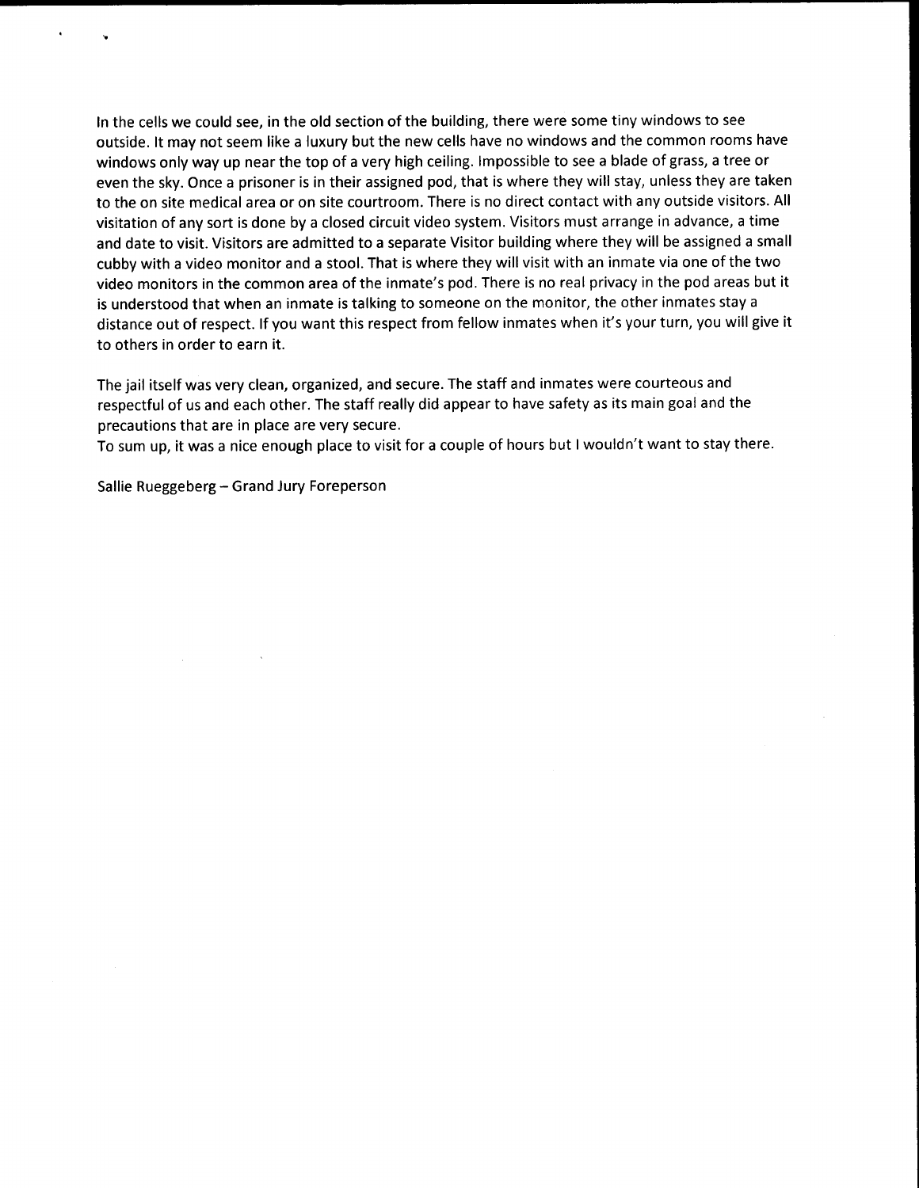In the cells we could see, in the old section of the building, there were some tiny windows to see outside. It may not seem like a luxury but the new cells have no windows and the common rooms have windows only way up near the top of a very high ceiling. Impossible to see a blade of grass, a tree or even the sky. Once a prisoner is in their assigned pod, that is where they will stay, unless they are taken to the on site medical area or on site courtroom. There is no direct contact with any outside visitors. All visitation of any sort is done by a closed circuit video system. Visitors must arrange in advance, a time and date to visit. Visitors are admitted to a separate Visitor building where they will be assigned a small cubby with a video monitor and a stool. That is where they will visit with an inmate via one of the two video monitors in the common area of the inmate's pod. There is no real privacy in the pod areas but it is understood that when an inmate is talking to someone on the monitor, the other inmates stay a distance out of respect. If you want this respect from fellow inmates when it's your turn, you will give it to others in order to earn it.

The jail itself was very clean, organized, and secure. The staff and inmates were courteous and respectful of us and each other. The staff really did appear to have safety as its main goal and the precautions that are in place are very secure.
To sum up, it was a nice enough place to visit for a couple of hours but I wouldn't want to stay there.

Sallie Rueggeberg – Grand Jury Foreperson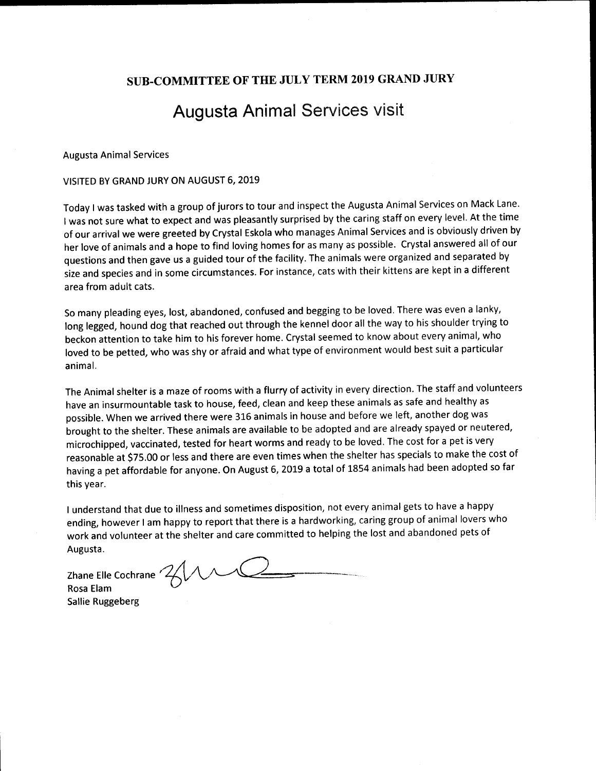## SUB-COMMITTEE OF THE JULY TERM 2019 GRAND JURY

# Augusta Animal Services visit

Augusta Animal Services

VISITED BY GRAND JURY ON AUGUST 6, 2019

Today I was tasked with a group of jurors to tour and inspect the Augusta Animal Services on Mack Lane. I was not sure what to expect and was pleasantly surprised by the caring staff on every level. At the time of our arrival we were greeted by Crystal Eskola who manages Animal Services and is obviously driven by her love of animals and a hope to find loving homes for as many as possible. Crystal answered all of our questions and then gave us a guided tour of the facility. The animals were organized and separated by size and species and in some circumstances. For instance, cats with their kittens are kept in a different area from adult cats.

So many pleading eyes, lost, abandoned, confused and begging to be loved. There was even a lanky, long legged, hound dog that reached out through the kennel door all the way to his shoulder trying to beckon attention to take him to his forever home. Crystal seemed to know about every animal, who loved to be petted, who was shy or afraid and what type of environment would best suit a particular animal.

The Animal shelter is a maze of rooms with a flurry of activity in every direction. The staff and volunteers have an insurmountable task to house, feed, clean and keep these animals as safe and healthy as possible. When we arrived there were 316 animals in house and before we left, another dog was brought to the shelter. These animals are available to be adopted and are already spayed or neutered, microchipped, vaccinated, tested for heart worms and ready to be loved. The cost for a pet is very reasonable at $75.00 or less and there are even times when the shelter has specials to make the cost of having a pet affordable for anyone. On August 6, 2019 a total of 1854 animals had been adopted so far this year.

I understand that due to illness and sometimes disposition, not every animal gets to have a happy ending, however I am happy to report that there is a hardworking, caring group of animal lovers who work and volunteer at the shelter and care committed to helping the lost and abandoned pets of Augusta.

Zhane Elle Cochrane
Rosa Elam
Sallie Ruggeberg